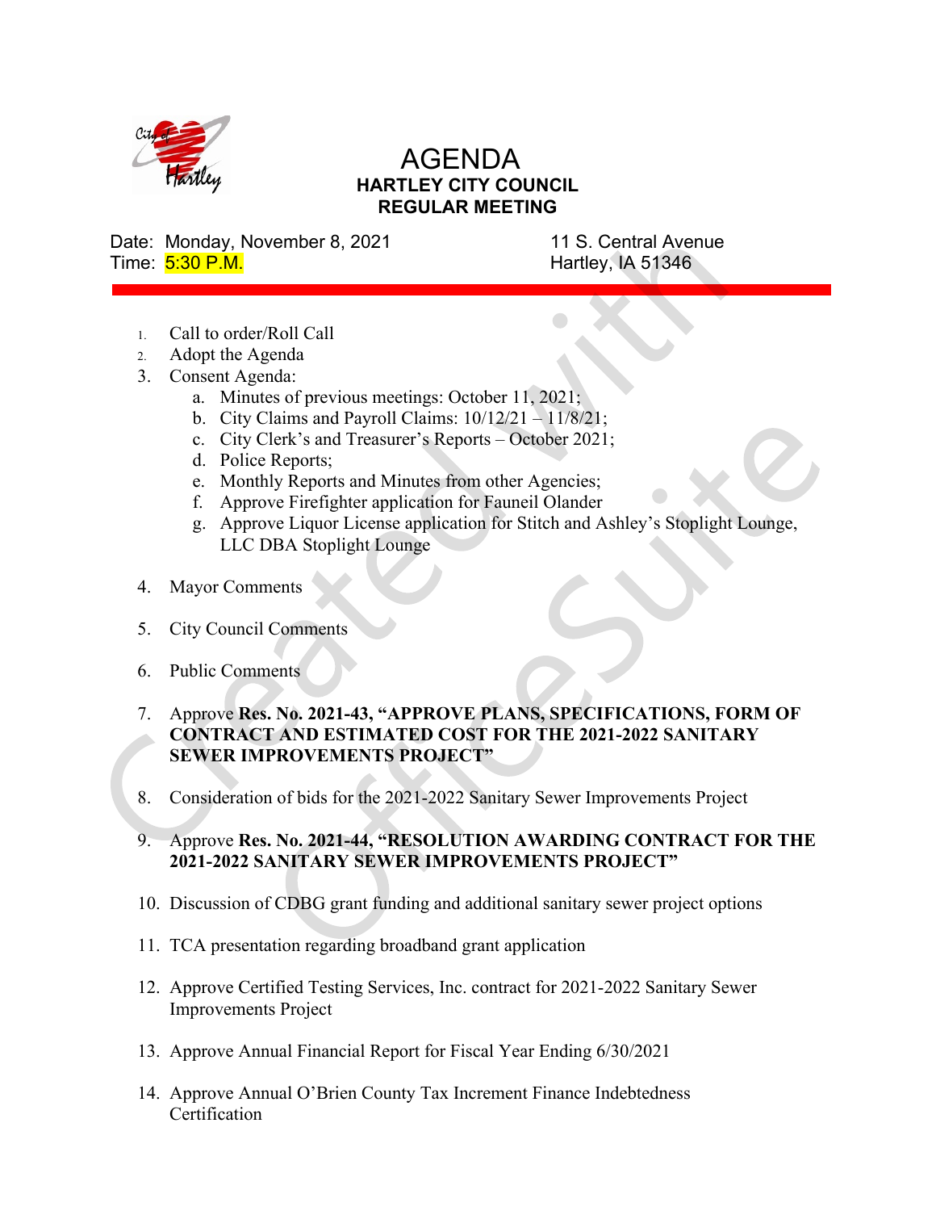# AGENDA
## HARTLEY CITY COUNCIL
## REGULAR MEETING

Date: Monday, November 8, 2021
Time: 5:30 P.M.

11 S. Central Avenue
Hartley, IA 51346

1. Call to order/Roll Call
2. Adopt the Agenda
3. Consent Agenda:
   a. Minutes of previous meetings: October 11, 2021;
   b. City Claims and Payroll Claims: 10/12/21 – 11/8/21;
   c. City Clerk's and Treasurer's Reports – October 2021;
   d. Police Reports;
   e. Monthly Reports and Minutes from other Agencies;
   f. Approve Firefighter application for Fauneil Olander
   g. Approve Liquor License application for Stitch and Ashley's Stoplight Lounge, LLC DBA Stoplight Lounge
4. Mayor Comments
5. City Council Comments
6. Public Comments
7. Approve **Res. No. 2021-43, "APPROVE PLANS, SPECIFICATIONS, FORM OF CONTRACT AND ESTIMATED COST FOR THE 2021-2022 SANITARY SEWER IMPROVEMENTS PROJECT"**
8. Consideration of bids for the 2021-2022 Sanitary Sewer Improvements Project
9. Approve **Res. No. 2021-44, "RESOLUTION AWARDING CONTRACT FOR THE 2021-2022 SANITARY SEWER IMPROVEMENTS PROJECT"**
10. Discussion of CDBG grant funding and additional sanitary sewer project options
11. TCA presentation regarding broadband grant application
12. Approve Certified Testing Services, Inc. contract for 2021-2022 Sanitary Sewer Improvements Project
13. Approve Annual Financial Report for Fiscal Year Ending 6/30/2021
14. Approve Annual O'Brien County Tax Increment Finance Indebtedness Certification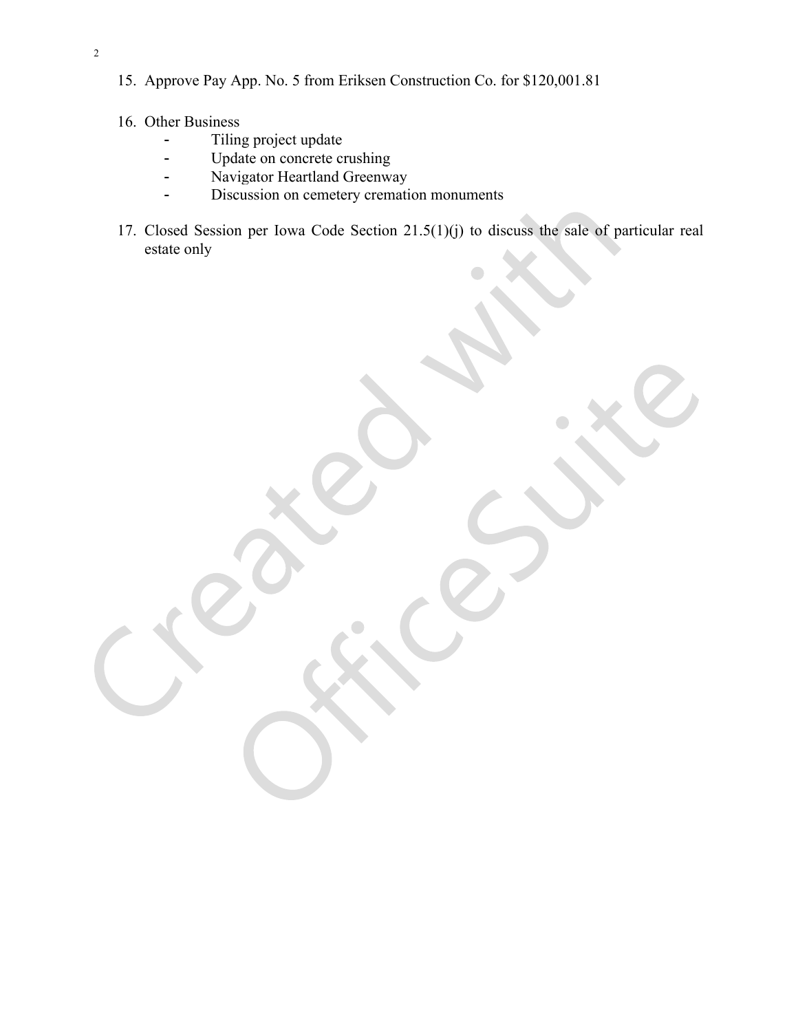15. Approve Pay App. No. 5 from Eriksen Construction Co. for $120,001.81

16. Other Business
    - Tiling project update
    - Update on concrete crushing
    - Navigator Heartland Greenway
    - Discussion on cemetery cremation monuments

17. Closed Session per Iowa Code Section 21.5(1)(j) to discuss the sale of particular real estate only